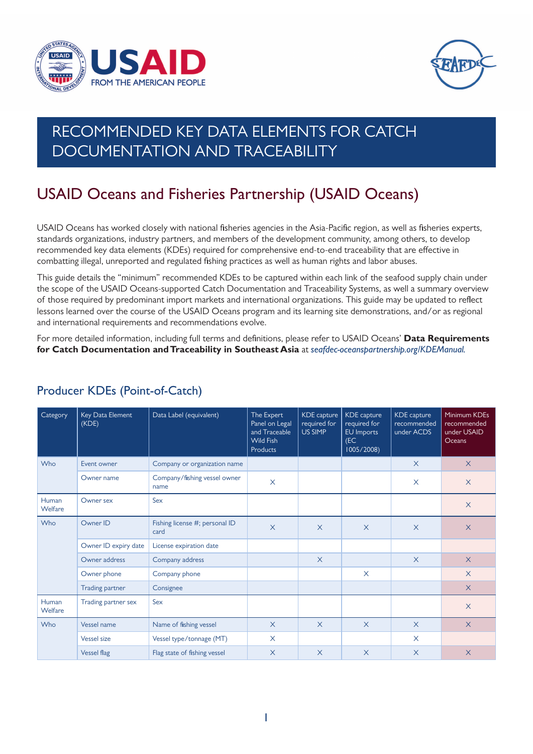# RECOMMENDED KEY DATA ELEMENTS FOR CATCH DOCUMENTATION AND TRACEABILITY

## USAID Oceans and Fisheries Partnership (USAID Oceans)

USAID Oceans has worked closely with national fisheries agencies in the Asia-Pacific region, as well as fisheries experts, standards organizations, industry partners, and members of the development community, among others, to develop recommended key data elements (KDEs) required for comprehensive end-to-end traceability that are effective in combatting illegal, unreported and regulated fishing practices as well as human rights and labor abuses.

This guide details the "minimum" recommended KDEs to be captured within each link of the seafood supply chain under the scope of the USAID Oceans-supported Catch Documentation and Traceability Systems, as well a summary overview of those required by predominant import markets and international organizations. This guide may be updated to reflect lessons learned over the course of the USAID Oceans program and its learning site demonstrations, and/or as regional and international requirements and recommendations evolve.

For more detailed information, including full terms and definitions, please refer to USAID Oceans' **Data Requirements for Catch Documentation and Traceability in Southeast Asia** at *seafdec-oceanspartnership.org/KDEManual.*

### Producer KDEs (Point-of-Catch)

| Category | Key Data Element (KDE) | Data Label (equivalent) | The Expert Panel on Legal and Traceable Wild Fish Products | KDE capture required for US SIMP | KDE capture required for EU Imports (EC 1005/2008) | KDE capture recommended under ACDS | Minimum KDEs recommended under USAID Oceans |
|---|---|---|---|---|---|---|---|
| Who | Event owner | Company or organization name | | | | X | X |
| | Owner name | Company/fishing vessel owner name | X | | | X | X |
| Human Welfare | Owner sex | Sex | | | | | X |
| Who | Owner ID | Fishing license #; personal ID card | X | X | X | X | X |
| | Owner ID expiry date | License expiration date | | | | | |
| | Owner address | Company address | | X | | X | X |
| | Owner phone | Company phone | | | X | | X |
| | Trading partner | Consignee | | | | | X |
| Human Welfare | Trading partner sex | Sex | | | | | X |
| Who | Vessel name | Name of fishing vessel | X | X | X | X | X |
| | Vessel size | Vessel type/tonnage (MT) | X | | | X | |
| | Vessel flag | Flag state of fishing vessel | X | X | X | X | X |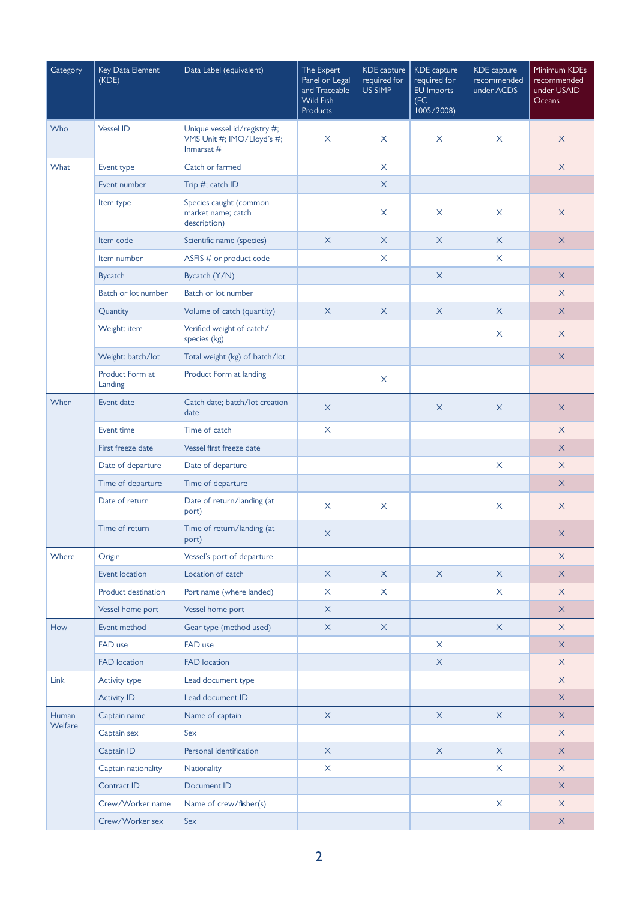| Category | Key Data Element (KDE) | Data Label (equivalent) | The Expert Panel on Legal and Traceable Wild Fish Products | KDE capture required for US SIMP | KDE capture required for EU Imports (EC 1005/2008) | KDE capture recommended under ACDS | Minimum KDEs recommended under USAID Oceans |
|---|---|---|---|---|---|---|---|
| Who | Vessel ID | Unique vessel id/registry #; VMS Unit #; IMO/Lloyd's #; Inmarsat # | X | X | X | X | X |
| What | Event type | Catch or farmed | | X | | | X |
| | Event number | Trip #; catch ID | | X | | | |
| | Item type | Species caught (common market name; catch description) | | X | X | X | X |
| | Item code | Scientific name (species) | X | X | X | X | X |
| | Item number | ASFIS # or product code | | X | | X | |
| | Bycatch | Bycatch (Y/N) | | | X | | X |
| | Batch or lot number | Batch or lot number | | | | | X |
| | Quantity | Volume of catch (quantity) | X | X | X | X | X |
| | Weight: item | Verified weight of catch/ species (kg) | | | | X | X |
| | Weight: batch/lot | Total weight (kg) of batch/lot | | | | | X |
| | Product Form at Landing | Product Form at landing | | X | | | |
| When | Event date | Catch date; batch/lot creation date | X | | X | X | X |
| | Event time | Time of catch | X | | | | X |
| | First freeze date | Vessel first freeze date | | | | | X |
| | Date of departure | Date of departure | | | | X | X |
| | Time of departure | Time of departure | | | | | X |
| | Date of return | Date of return/landing (at port) | X | X | | X | X |
| | Time of return | Time of return/landing (at port) | X | | | | X |
| Where | Origin | Vessel's port of departure | | | | | X |
| | Event location | Location of catch | X | X | X | X | X |
| | Product destination | Port name (where landed) | X | X | | X | X |
| | Vessel home port | Vessel home port | X | | | | X |
| How | Event method | Gear type (method used) | X | X | | X | X |
| | FAD use | FAD use | | | X | | X |
| | FAD location | FAD location | | | X | | X |
| Link | Activity type | Lead document type | | | | | X |
| | Activity ID | Lead document ID | | | | | X |
| Human Welfare | Captain name | Name of captain | X | | X | X | X |
| | Captain sex | Sex | | | | | X |
| | Captain ID | Personal identification | X | | X | X | X |
| | Captain nationality | Nationality | X | | | X | X |
| | Contract ID | Document ID | | | | | X |
| | Crew/Worker name | Name of crew/fisher(s) | | | | X | X |
| | Crew/Worker sex | Sex | | | | | X |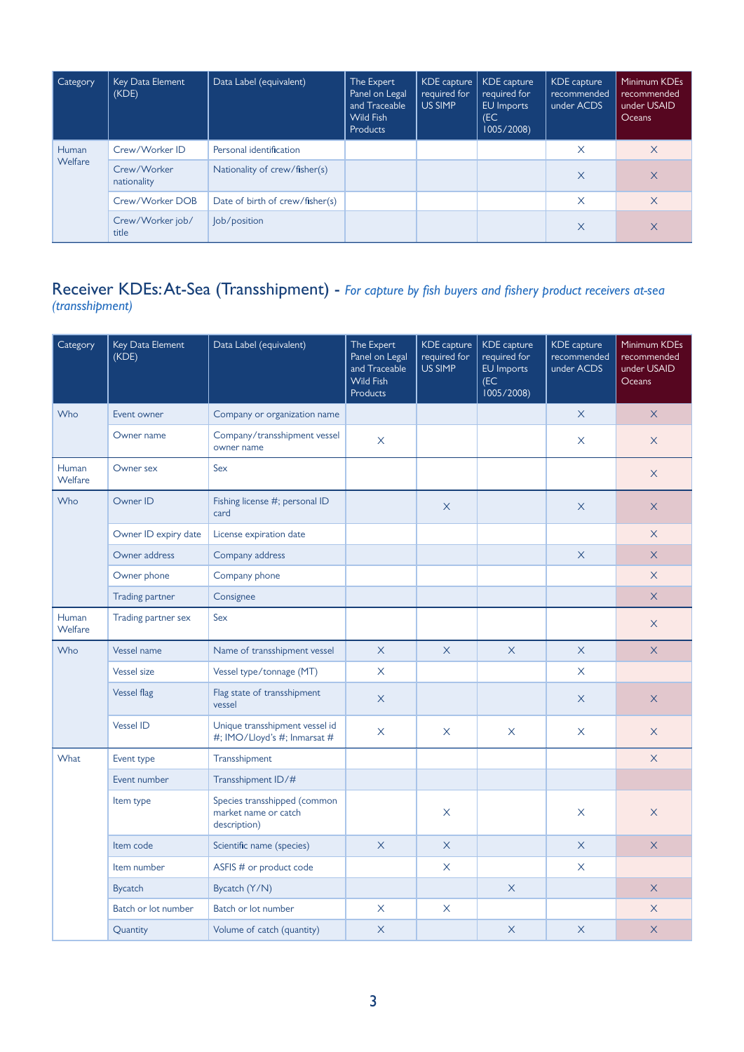| Category | Key Data Element (KDE) | Data Label (equivalent) | The Expert Panel on Legal and Traceable Wild Fish Products | KDE capture required for US SIMP | KDE capture required for EU Imports (EC 1005/2008) | KDE capture recommended under ACDS | Minimum KDEs recommended under USAID Oceans |
|---|---|---|---|---|---|---|---|
| Human Welfare | Crew/Worker ID | Personal identification | | | | X | X |
| | Crew/Worker nationality | Nationality of crew/fisher(s) | | | | X | X |
| | Crew/Worker DOB | Date of birth of crew/fisher(s) | | | | X | X |
| | Crew/Worker job/title | Job/position | | | | X | X |

## Receiver KDEs: At-Sea (Transshipment) - *For capture by fish buyers and fishery product receivers at-sea (transshipment)*

| Category | Key Data Element (KDE) | Data Label (equivalent) | The Expert Panel on Legal and Traceable Wild Fish Products | KDE capture required for US SIMP | KDE capture required for EU Imports (EC 1005/2008) | KDE capture recommended under ACDS | Minimum KDEs recommended under USAID Oceans |
|---|---|---|---|---|---|---|---|
| Who | Event owner | Company or organization name | | | | X | X |
| | Owner name | Company/transshipment vessel owner name | X | | | X | X |
| Human Welfare | Owner sex | Sex | | | | | X |
| Who | Owner ID | Fishing license #; personal ID card | | X | | X | X |
| | Owner ID expiry date | License expiration date | | | | | X |
| | Owner address | Company address | | | | X | X |
| | Owner phone | Company phone | | | | | X |
| | Trading partner | Consignee | | | | | X |
| Human Welfare | Trading partner sex | Sex | | | | | X |
| Who | Vessel name | Name of transshipment vessel | X | X | X | X | X |
| | Vessel size | Vessel type/tonnage (MT) | X | | | X | |
| | Vessel flag | Flag state of transshipment vessel | X | | | X | X |
| | Vessel ID | Unique transshipment vessel id #; IMO/Lloyd's #; Inmarsat # | X | X | X | X | X |
| What | Event type | Transshipment | | | | | X |
| | Event number | Transshipment ID/# | | | | | |
| | Item type | Species transshipped (common market name or catch description) | | X | | X | X |
| | Item code | Scientific name (species) | X | X | | X | X |
| | Item number | ASFIS # or product code | | X | | X | |
| | Bycatch | Bycatch (Y/N) | | | X | | X |
| | Batch or lot number | Batch or lot number | X | X | | | X |
| | Quantity | Volume of catch (quantity) | X | | X | X | X |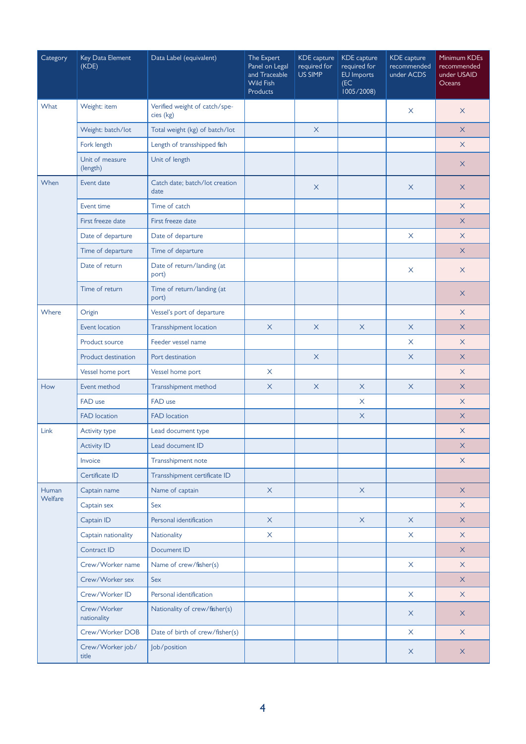| Category | Key Data Element (KDE) | Data Label (equivalent) | The Expert Panel on Legal and Traceable Wild Fish Products | KDE capture required for US SIMP | KDE capture required for EU Imports (EC 1005/2008) | KDE capture recommended under ACDS | Minimum KDEs recommended under USAID Oceans |
|---|---|---|---|---|---|---|---|
| What | Weight: item | Verified weight of catch/species (kg) | | | | X | X |
| | Weight: batch/lot | Total weight (kg) of batch/lot | | X | | | X |
| | Fork length | Length of transshipped fish | | | | | X |
| | Unit of measure (length) | Unit of length | | | | | X |
| When | Event date | Catch date; batch/lot creation date | | X | | X | X |
| | Event time | Time of catch | | | | | X |
| | First freeze date | First freeze date | | | | | X |
| | Date of departure | Date of departure | | | | X | X |
| | Time of departure | Time of departure | | | | | X |
| | Date of return | Date of return/landing (at port) | | | | X | X |
| | Time of return | Time of return/landing (at port) | | | | | X |
| Where | Origin | Vessel's port of departure | | | | | X |
| | Event location | Transshipment location | X | X | X | X | X |
| | Product source | Feeder vessel name | | | | X | X |
| | Product destination | Port destination | | X | | X | X |
| | Vessel home port | Vessel home port | X | | | | X |
| How | Event method | Transshipment method | X | X | X | X | X |
| | FAD use | FAD use | | | X | | X |
| | FAD location | FAD location | | | X | | X |
| Link | Activity type | Lead document type | | | | | X |
| | Activity ID | Lead document ID | | | | | X |
| | Invoice | Transshipment note | | | | | X |
| | Certificate ID | Transshipment certificate ID | | | | | |
| Human Welfare | Captain name | Name of captain | X | | X | | X |
| | Captain sex | Sex | | | | | X |
| | Captain ID | Personal identification | X | | X | X | X |
| | Captain nationality | Nationality | X | | | X | X |
| | Contract ID | Document ID | | | | | X |
| | Crew/Worker name | Name of crew/fisher(s) | | | | X | X |
| | Crew/Worker sex | Sex | | | | | X |
| | Crew/Worker ID | Personal identification | | | | X | X |
| | Crew/Worker nationality | Nationality of crew/fisher(s) | | | | X | X |
| | Crew/Worker DOB | Date of birth of crew/fisher(s) | | | | X | X |
| | Crew/Worker job/title | Job/position | | | | X | X |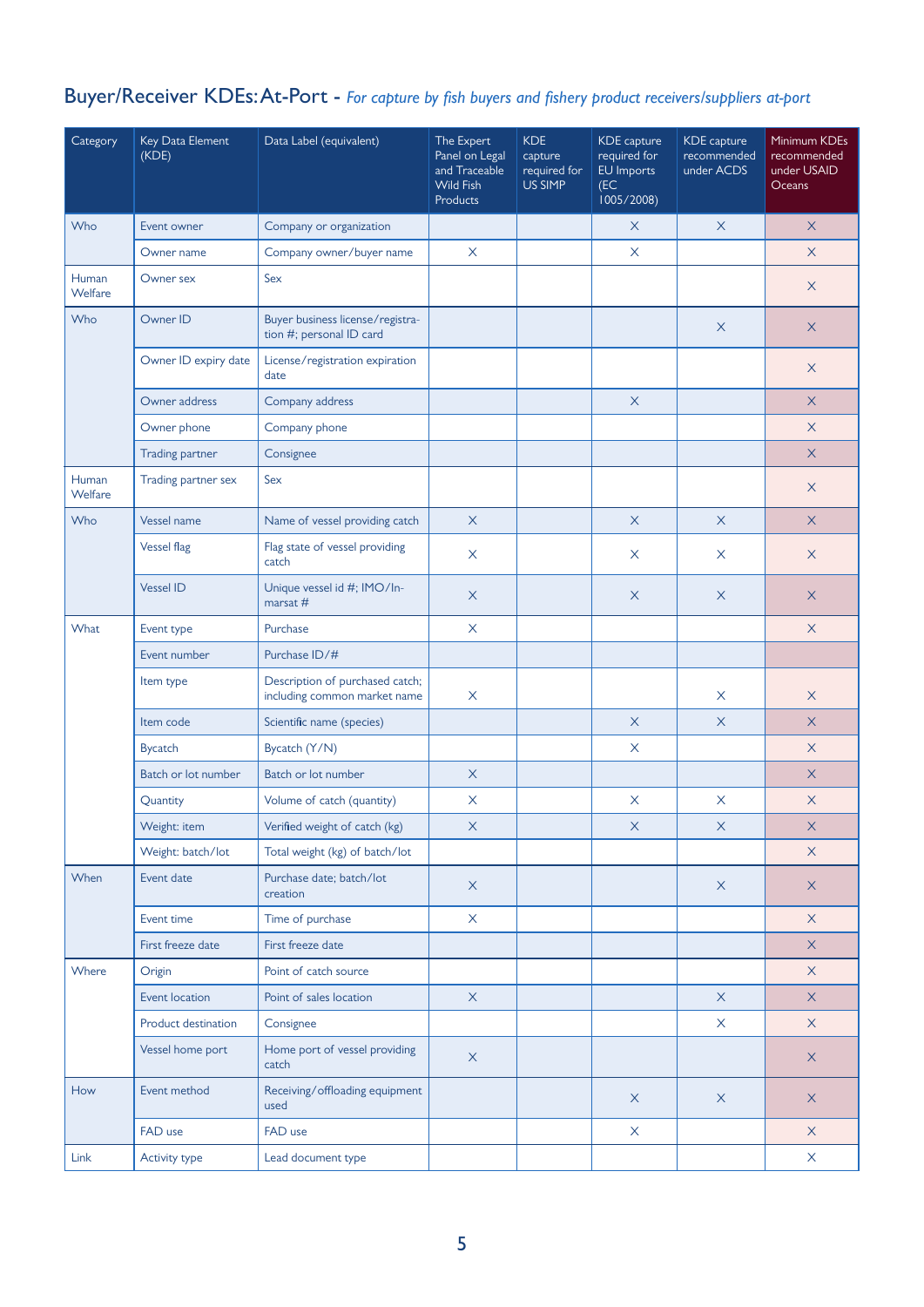## Buyer/Receiver KDEs: At-Port - *For capture by fish buyers and fishery product receivers/suppliers at-port*

| Category | Key Data Element (KDE) | Data Label (equivalent) | The Expert Panel on Legal and Traceable Wild Fish Products | KDE capture required for US SIMP | KDE capture required for EU Imports (EC 1005/2008) | KDE capture recommended under ACDS | Minimum KDEs recommended under USAID Oceans |
|---|---|---|---|---|---|---|---|
| Who | Event owner | Company or organization | | | X | X | X |
| | Owner name | Company owner/buyer name | X | | X | | X |
| Human Welfare | Owner sex | Sex | | | | | X |
| Who | Owner ID | Buyer business license/registration #; personal ID card | | | | X | X |
| | Owner ID expiry date | License/registration expiration date | | | | | X |
| | Owner address | Company address | | | X | | X |
| | Owner phone | Company phone | | | | | X |
| | Trading partner | Consignee | | | | | X |
| Human Welfare | Trading partner sex | Sex | | | | | X |
| Who | Vessel name | Name of vessel providing catch | X | | X | X | X |
| | Vessel flag | Flag state of vessel providing catch | X | | X | X | X |
| | Vessel ID | Unique vessel id #; IMO/Inmarsat # | X | | X | X | X |
| What | Event type | Purchase | X | | | | X |
| | Event number | Purchase ID/# | | | | | |
| | Item type | Description of purchased catch; including common market name | X | | | X | X |
| | Item code | Scientific name (species) | | | X | X | X |
| | Bycatch | Bycatch (Y/N) | | | X | | X |
| | Batch or lot number | Batch or lot number | X | | | | X |
| | Quantity | Volume of catch (quantity) | X | | X | X | X |
| | Weight: item | Verified weight of catch (kg) | X | | X | X | X |
| | Weight: batch/lot | Total weight (kg) of batch/lot | | | | | X |
| When | Event date | Purchase date; batch/lot creation | X | | | X | X |
| | Event time | Time of purchase | X | | | | X |
| | First freeze date | First freeze date | | | | | X |
| Where | Origin | Point of catch source | | | | | X |
| | Event location | Point of sales location | X | | | X | X |
| | Product destination | Consignee | | | | X | X |
| | Vessel home port | Home port of vessel providing catch | X | | | | X |
| How | Event method | Receiving/offloading equipment used | | | X | X | X |
| | FAD use | FAD use | | | X | | X |
| Link | Activity type | Lead document type | | | | | X |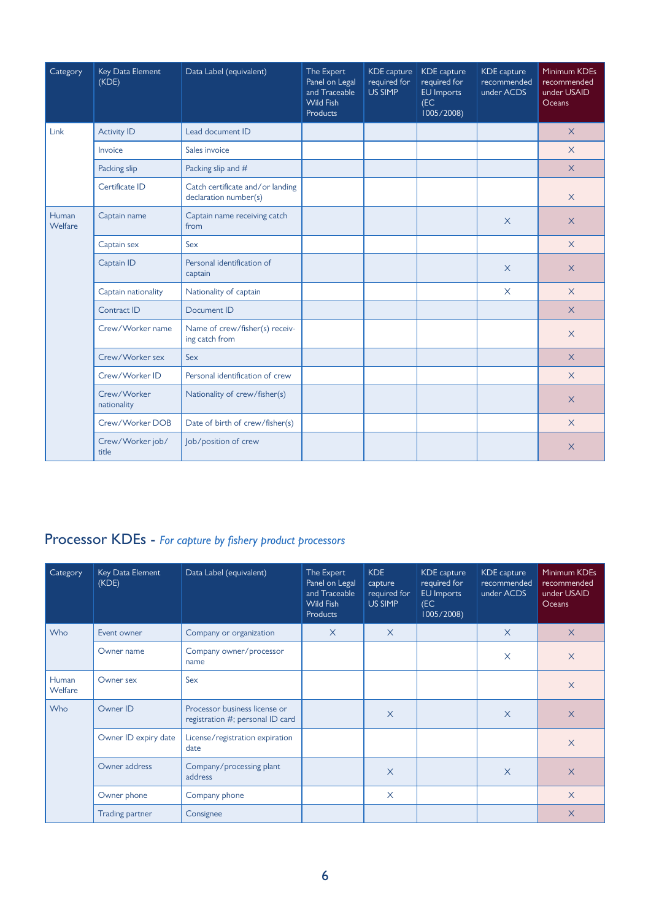| Category | Key Data Element (KDE) | Data Label (equivalent) | The Expert Panel on Legal and Traceable Wild Fish Products | KDE capture required for US SIMP | KDE capture required for EU Imports (EC 1005/2008) | KDE capture recommended under ACDS | Minimum KDEs recommended under USAID Oceans |
|---|---|---|---|---|---|---|---|
| Link | Activity ID | Lead document ID | | | | | X |
| | Invoice | Sales invoice | | | | | X |
| | Packing slip | Packing slip and # | | | | | X |
| | Certificate ID | Catch certificate and/or landing declaration number(s) | | | | | X |
| Human Welfare | Captain name | Captain name receiving catch from | | | | X | X |
| | Captain sex | Sex | | | | | X |
| | Captain ID | Personal identification of captain | | | | X | X |
| | Captain nationality | Nationality of captain | | | | X | X |
| | Contract ID | Document ID | | | | | X |
| | Crew/Worker name | Name of crew/fisher(s) receiving catch from | | | | | X |
| | Crew/Worker sex | Sex | | | | | X |
| | Crew/Worker ID | Personal identification of crew | | | | | X |
| | Crew/Worker nationality | Nationality of crew/fisher(s) | | | | | X |
| | Crew/Worker DOB | Date of birth of crew/fisher(s) | | | | | X |
| | Crew/Worker job/title | Job/position of crew | | | | | X |

## Processor KDEs - *For capture by fishery product processors*

| Category | Key Data Element (KDE) | Data Label (equivalent) | The Expert Panel on Legal and Traceable Wild Fish Products | KDE capture required for US SIMP | KDE capture required for EU Imports (EC 1005/2008) | KDE capture recommended under ACDS | Minimum KDEs recommended under USAID Oceans |
|---|---|---|---|---|---|---|---|
| Who | Event owner | Company or organization | X | X | | X | X |
| | Owner name | Company owner/processor name | | | | X | X |
| Human Welfare | Owner sex | Sex | | | | | X |
| Who | Owner ID | Processor business license or registration #; personal ID card | | X | | X | X |
| | Owner ID expiry date | License/registration expiration date | | | | | X |
| | Owner address | Company/processing plant address | | X | | X | X |
| | Owner phone | Company phone | | X | | | X |
| | Trading partner | Consignee | | | | | X |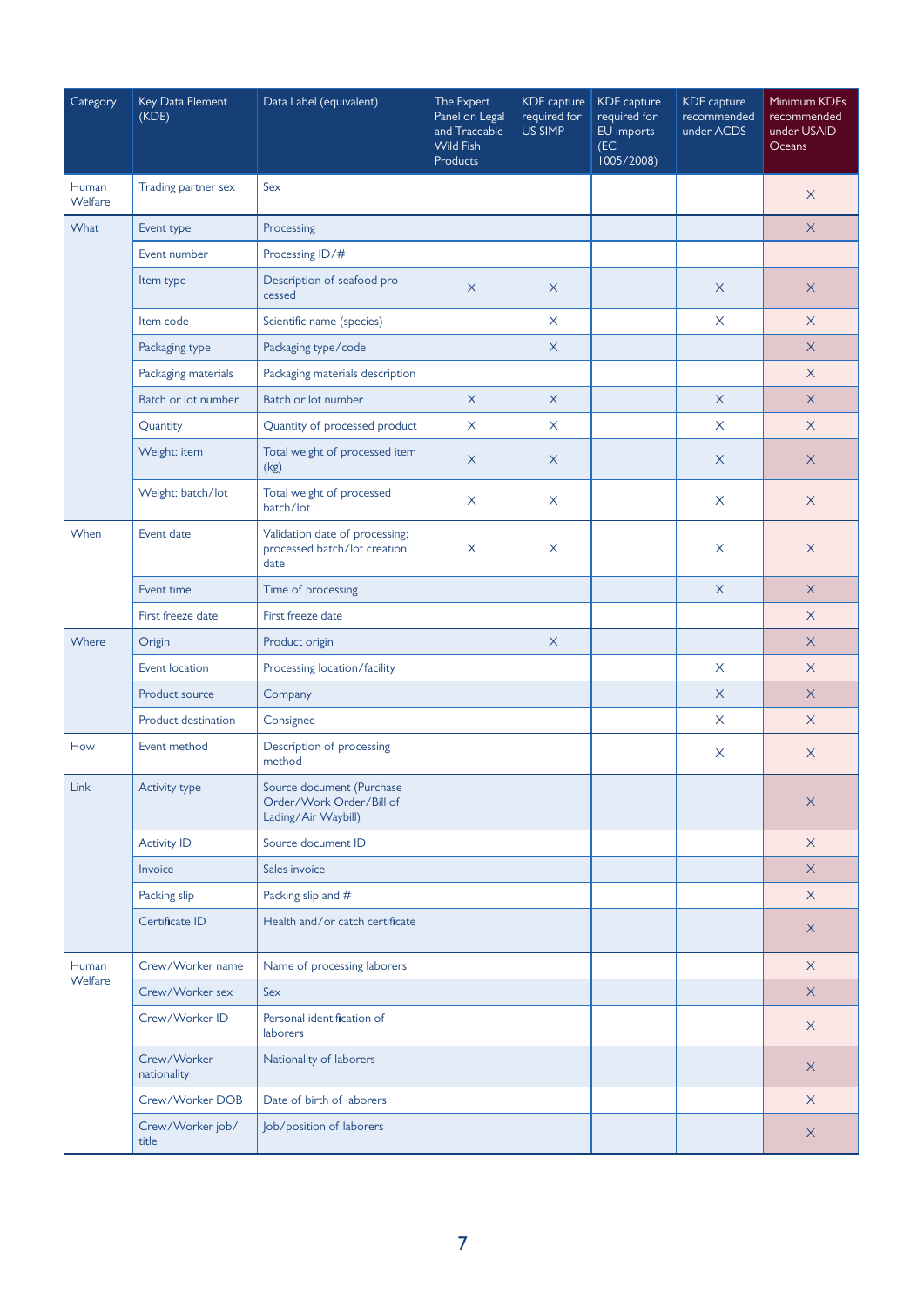| Category | Key Data Element (KDE) | Data Label (equivalent) | The Expert Panel on Legal and Traceable Wild Fish Products | KDE capture required for US SIMP | KDE capture required for EU Imports (EC 1005/2008) | KDE capture recommended under ACDS | Minimum KDEs recommended under USAID Oceans |
|---|---|---|---|---|---|---|---|
| Human Welfare | Trading partner sex | Sex | | | | | X |
| What | Event type | Processing | | | | | X |
| | Event number | Processing ID/# | | | | | |
| | Item type | Description of seafood processed | X | X | | X | X |
| | Item code | Scientific name (species) | | X | | X | X |
| | Packaging type | Packaging type/code | | X | | | X |
| | Packaging materials | Packaging materials description | | | | | X |
| | Batch or lot number | Batch or lot number | X | X | | X | X |
| | Quantity | Quantity of processed product | X | X | | X | X |
| | Weight: item | Total weight of processed item (kg) | X | X | | X | X |
| | Weight: batch/lot | Total weight of processed batch/lot | X | X | | X | X |
| When | Event date | Validation date of processing; processed batch/lot creation date | X | X | | X | X |
| | Event time | Time of processing | | | | X | X |
| | First freeze date | First freeze date | | | | | X |
| Where | Origin | Product origin | | X | | | X |
| | Event location | Processing location/facility | | | | X | X |
| | Product source | Company | | | | X | X |
| | Product destination | Consignee | | | | X | X |
| How | Event method | Description of processing method | | | | X | X |
| Link | Activity type | Source document (Purchase Order/Work Order/Bill of Lading/Air Waybill) | | | | | X |
| | Activity ID | Source document ID | | | | | X |
| | Invoice | Sales invoice | | | | | X |
| | Packing slip | Packing slip and # | | | | | X |
| | Certificate ID | Health and/or catch certificate | | | | | X |
| Human Welfare | Crew/Worker name | Name of processing laborers | | | | | X |
| | Crew/Worker sex | Sex | | | | | X |
| | Crew/Worker ID | Personal identification of laborers | | | | | X |
| | Crew/Worker nationality | Nationality of laborers | | | | | X |
| | Crew/Worker DOB | Date of birth of laborers | | | | | X |
| | Crew/Worker job/title | Job/position of laborers | | | | | X |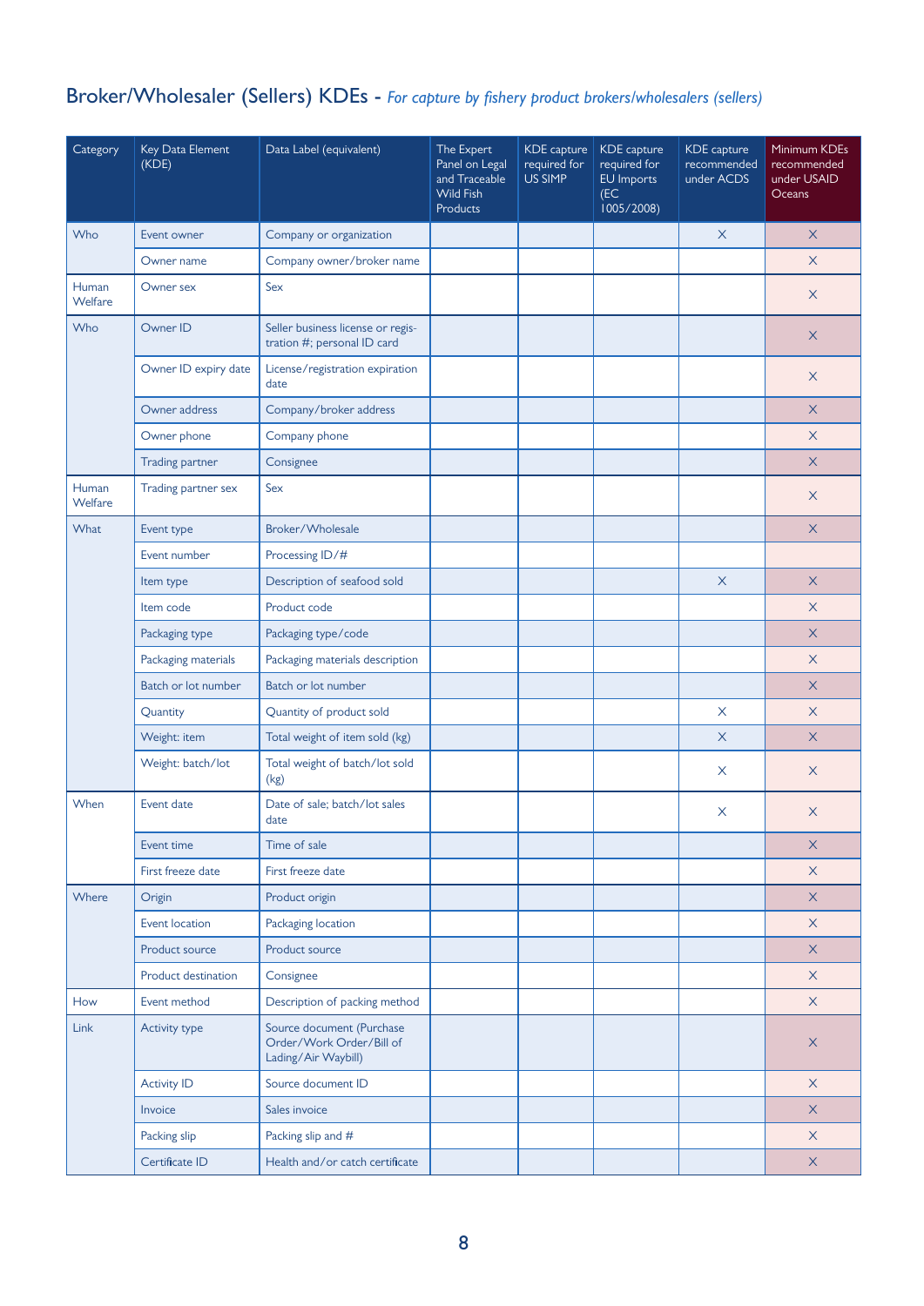## Broker/Wholesaler (Sellers) KDEs - *For capture by fishery product brokers/wholesalers (sellers)*

| Category | Key Data Element (KDE) | Data Label (equivalent) | The Expert Panel on Legal and Traceable Wild Fish Products | KDE capture required for US SIMP | KDE capture required for EU Imports (EC 1005/2008) | KDE capture recommended under ACDS | Minimum KDEs recommended under USAID Oceans |
|---|---|---|---|---|---|---|---|
| Who | Event owner | Company or organization | | | | X | X |
| | Owner name | Company owner/broker name | | | | | X |
| Human Welfare | Owner sex | Sex | | | | | X |
| Who | Owner ID | Seller business license or registration #; personal ID card | | | | | X |
| | Owner ID expiry date | License/registration expiration date | | | | | X |
| | Owner address | Company/broker address | | | | | X |
| | Owner phone | Company phone | | | | | X |
| | Trading partner | Consignee | | | | | X |
| Human Welfare | Trading partner sex | Sex | | | | | X |
| What | Event type | Broker/Wholesale | | | | | X |
| | Event number | Processing ID/# | | | | | |
| | Item type | Description of seafood sold | | | | X | X |
| | Item code | Product code | | | | | X |
| | Packaging type | Packaging type/code | | | | | X |
| | Packaging materials | Packaging materials description | | | | | X |
| | Batch or lot number | Batch or lot number | | | | | X |
| | Quantity | Quantity of product sold | | | | X | X |
| | Weight: item | Total weight of item sold (kg) | | | | X | X |
| | Weight: batch/lot | Total weight of batch/lot sold (kg) | | | | X | X |
| When | Event date | Date of sale; batch/lot sales date | | | | X | X |
| | Event time | Time of sale | | | | | X |
| | First freeze date | First freeze date | | | | | X |
| Where | Origin | Product origin | | | | | X |
| | Event location | Packaging location | | | | | X |
| | Product source | Product source | | | | | X |
| | Product destination | Consignee | | | | | X |
| How | Event method | Description of packing method | | | | | X |
| Link | Activity type | Source document (Purchase Order/Work Order/Bill of Lading/Air Waybill) | | | | | X |
| | Activity ID | Source document ID | | | | | X |
| | Invoice | Sales invoice | | | | | X |
| | Packing slip | Packing slip and # | | | | | X |
| | Certificate ID | Health and/or catch certificate | | | | | X |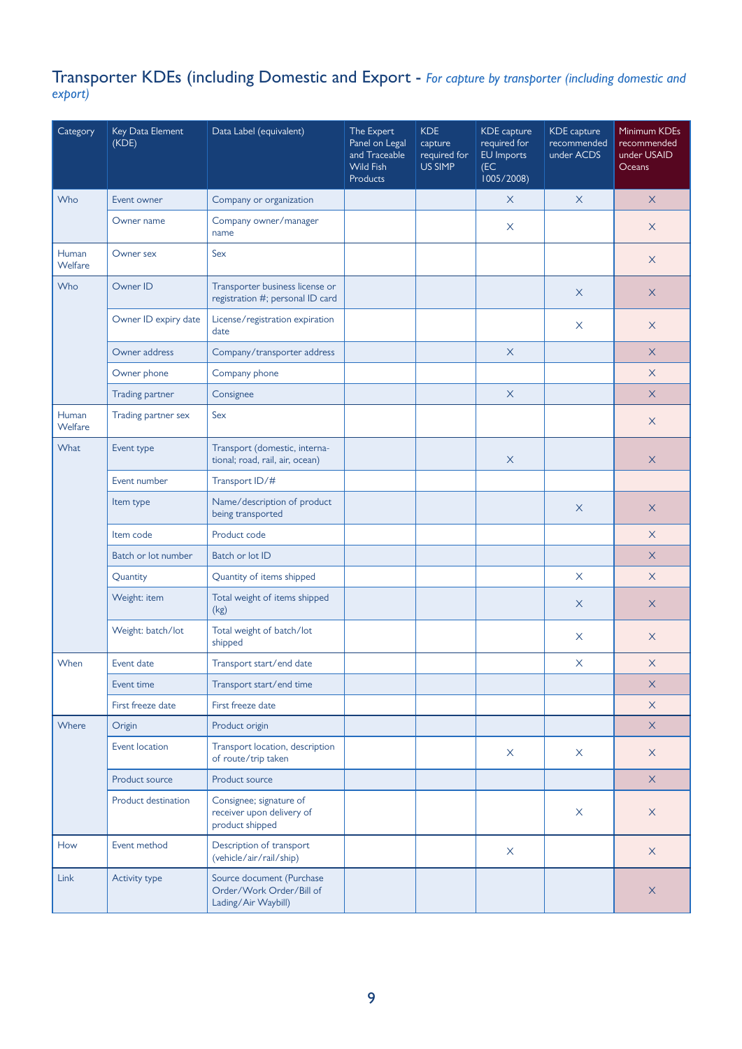## Transporter KDEs (including Domestic and Export - *For capture by transporter (including domestic and export)*

| Category | Key Data Element (KDE) | Data Label (equivalent) | The Expert Panel on Legal and Traceable Wild Fish Products | KDE capture required for US SIMP | KDE capture required for EU Imports (EC 1005/2008) | KDE capture recommended under ACDS | Minimum KDEs recommended under USAID Oceans |
|---|---|---|---|---|---|---|---|
| Who | Event owner | Company or organization | | | X | X | X |
| | Owner name | Company owner/manager name | | | X | | X |
| Human Welfare | Owner sex | Sex | | | | | X |
| Who | Owner ID | Transporter business license or registration #; personal ID card | | | | X | X |
| | Owner ID expiry date | License/registration expiration date | | | | X | X |
| | Owner address | Company/transporter address | | | X | | X |
| | Owner phone | Company phone | | | | | X |
| | Trading partner | Consignee | | | X | | X |
| Human Welfare | Trading partner sex | Sex | | | | | X |
| What | Event type | Transport (domestic, international; road, rail, air, ocean) | | | X | | X |
| | Event number | Transport ID/# | | | | | |
| | Item type | Name/description of product being transported | | | | X | X |
| | Item code | Product code | | | | | X |
| | Batch or lot number | Batch or lot ID | | | | | X |
| | Quantity | Quantity of items shipped | | | | X | X |
| | Weight: item | Total weight of items shipped (kg) | | | | X | X |
| | Weight: batch/lot | Total weight of batch/lot shipped | | | | X | X |
| When | Event date | Transport start/end date | | | | X | X |
| | Event time | Transport start/end time | | | | | X |
| | First freeze date | First freeze date | | | | | X |
| Where | Origin | Product origin | | | | | X |
| | Event location | Transport location, description of route/trip taken | | | X | X | X |
| | Product source | Product source | | | | | X |
| | Product destination | Consignee; signature of receiver upon delivery of product shipped | | | | X | X |
| How | Event method | Description of transport (vehicle/air/rail/ship) | | | X | | X |
| Link | Activity type | Source document (Purchase Order/Work Order/Bill of Lading/Air Waybill) | | | | | X |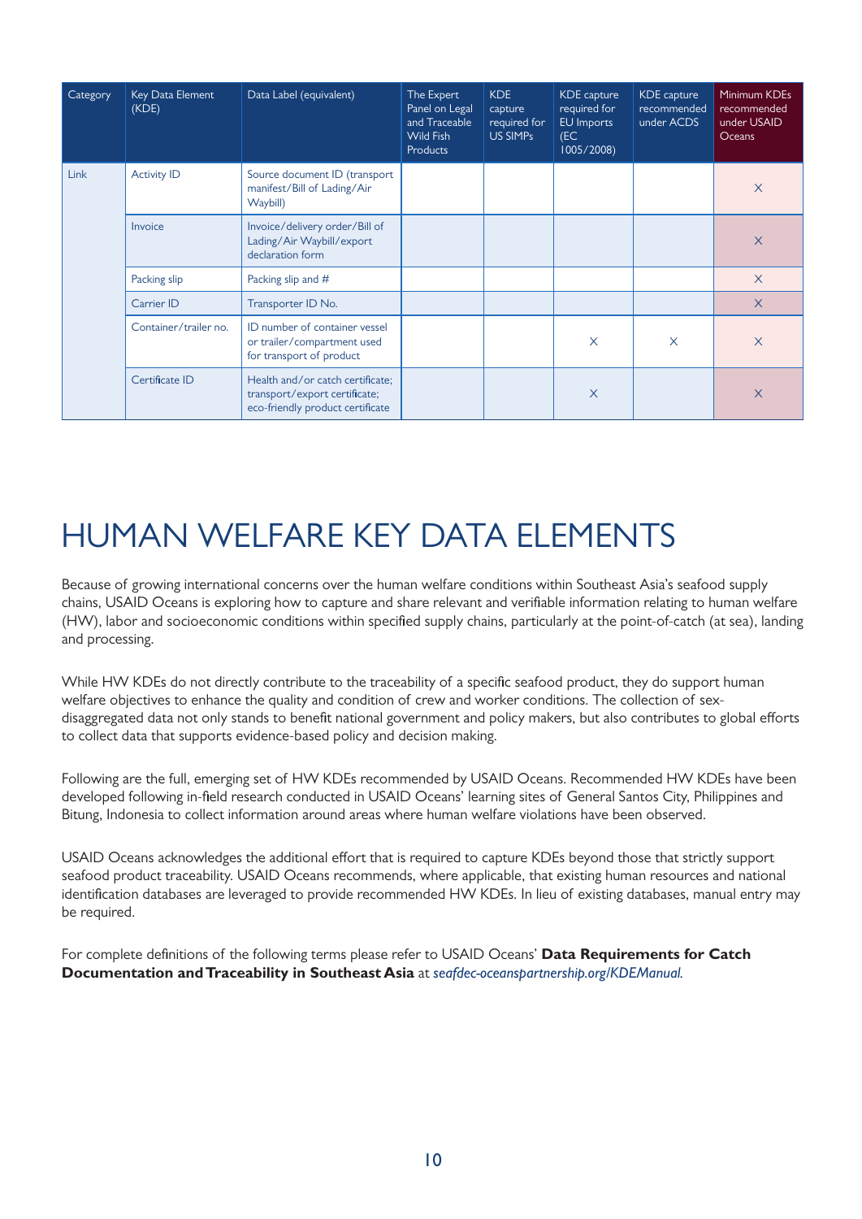| Category | Key Data Element (KDE) | Data Label (equivalent) | The Expert Panel on Legal and Traceable Wild Fish Products | KDE capture required for US SIMPs | KDE capture required for EU Imports (EC 1005/2008) | KDE capture recommended under ACDS | Minimum KDEs recommended under USAID Oceans |
|---|---|---|---|---|---|---|---|
| Link | Activity ID | Source document ID (transport manifest/Bill of Lading/Air Waybill) | | | | | X |
| | Invoice | Invoice/delivery order/Bill of Lading/Air Waybill/export declaration form | | | | | X |
| | Packing slip | Packing slip and # | | | | | X |
| | Carrier ID | Transporter ID No. | | | | | X |
| | Container/trailer no. | ID number of container vessel or trailer/compartment used for transport of product | | | X | X | X |
| | Certificate ID | Health and/or catch certificate; transport/export certificate; eco-friendly product certificate | | | X | | X |

# HUMAN WELFARE KEY DATA ELEMENTS

Because of growing international concerns over the human welfare conditions within Southeast Asia's seafood supply chains, USAID Oceans is exploring how to capture and share relevant and verifiable information relating to human welfare (HW), labor and socioeconomic conditions within specified supply chains, particularly at the point-of-catch (at sea), landing and processing.

While HW KDEs do not directly contribute to the traceability of a specific seafood product, they do support human welfare objectives to enhance the quality and condition of crew and worker conditions. The collection of sex-disaggregated data not only stands to benefit national government and policy makers, but also contributes to global efforts to collect data that supports evidence-based policy and decision making.

Following are the full, emerging set of HW KDEs recommended by USAID Oceans. Recommended HW KDEs have been developed following in-field research conducted in USAID Oceans' learning sites of General Santos City, Philippines and Bitung, Indonesia to collect information around areas where human welfare violations have been observed.

USAID Oceans acknowledges the additional effort that is required to capture KDEs beyond those that strictly support seafood product traceability. USAID Oceans recommends, where applicable, that existing human resources and national identification databases are leveraged to provide recommended HW KDEs. In lieu of existing databases, manual entry may be required.

For complete definitions of the following terms please refer to USAID Oceans' **Data Requirements for Catch Documentation and Traceability in Southeast Asia** at *seafdec-oceanspartnership.org/KDEManual.*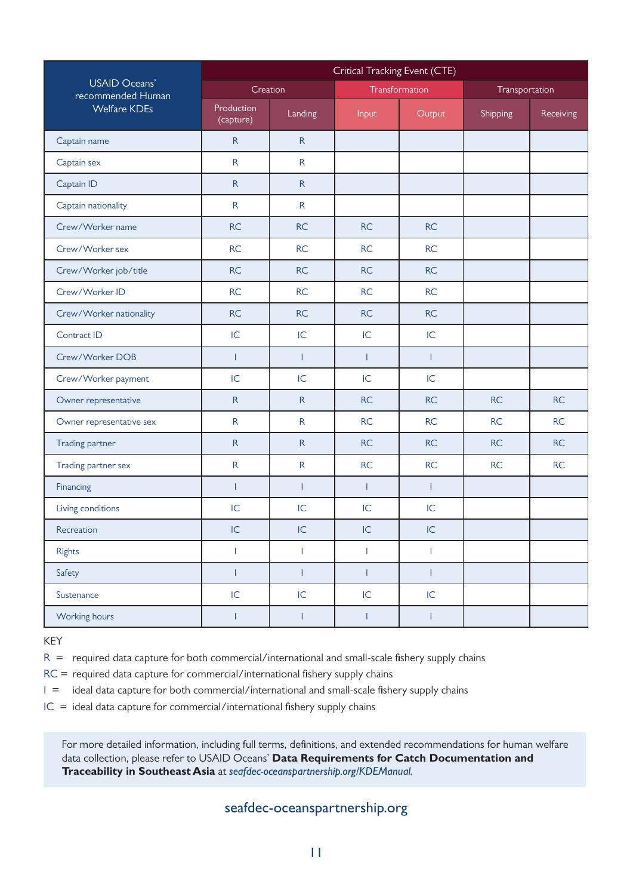| USAID Oceans' recommended Human Welfare KDEs | Critical Tracking Event (CTE) | | | | | |
|---|---|---|---|---|---|---|
| | Creation | | Transformation | | Transportation | |
| | Production (capture) | Landing | Input | Output | Shipping | Receiving |
| Captain name | R | R | | | | |
| Captain sex | R | R | | | | |
| Captain ID | R | R | | | | |
| Captain nationality | R | R | | | | |
| Crew/Worker name | RC | RC | RC | RC | | |
| Crew/Worker sex | RC | RC | RC | RC | | |
| Crew/Worker job/title | RC | RC | RC | RC | | |
| Crew/Worker ID | RC | RC | RC | RC | | |
| Crew/Worker nationality | RC | RC | RC | RC | | |
| Contract ID | IC | IC | IC | IC | | |
| Crew/Worker DOB | I | I | I | I | | |
| Crew/Worker payment | IC | IC | IC | IC | | |
| Owner representative | R | R | RC | RC | RC | RC |
| Owner representative sex | R | R | RC | RC | RC | RC |
| Trading partner | R | R | RC | RC | RC | RC |
| Trading partner sex | R | R | RC | RC | RC | RC |
| Financing | I | I | I | I | | |
| Living conditions | IC | IC | IC | IC | | |
| Recreation | IC | IC | IC | IC | | |
| Rights | I | I | I | I | | |
| Safety | I | I | I | I | | |
| Sustenance | IC | IC | IC | IC | | |
| Working hours | I | I | I | I | | |

KEY

R = required data capture for both commercial/international and small-scale fishery supply chains

RC = required data capture for commercial/international fishery supply chains

I = ideal data capture for both commercial/international and small-scale fishery supply chains

IC = ideal data capture for commercial/international fishery supply chains

For more detailed information, including full terms, definitions, and extended recommendations for human welfare data collection, please refer to USAID Oceans' **Data Requirements for Catch Documentation and Traceability in Southeast Asia** at *seafdec-oceanspartnership.org/KDEManual.*

seafdec-oceanspartnership.org